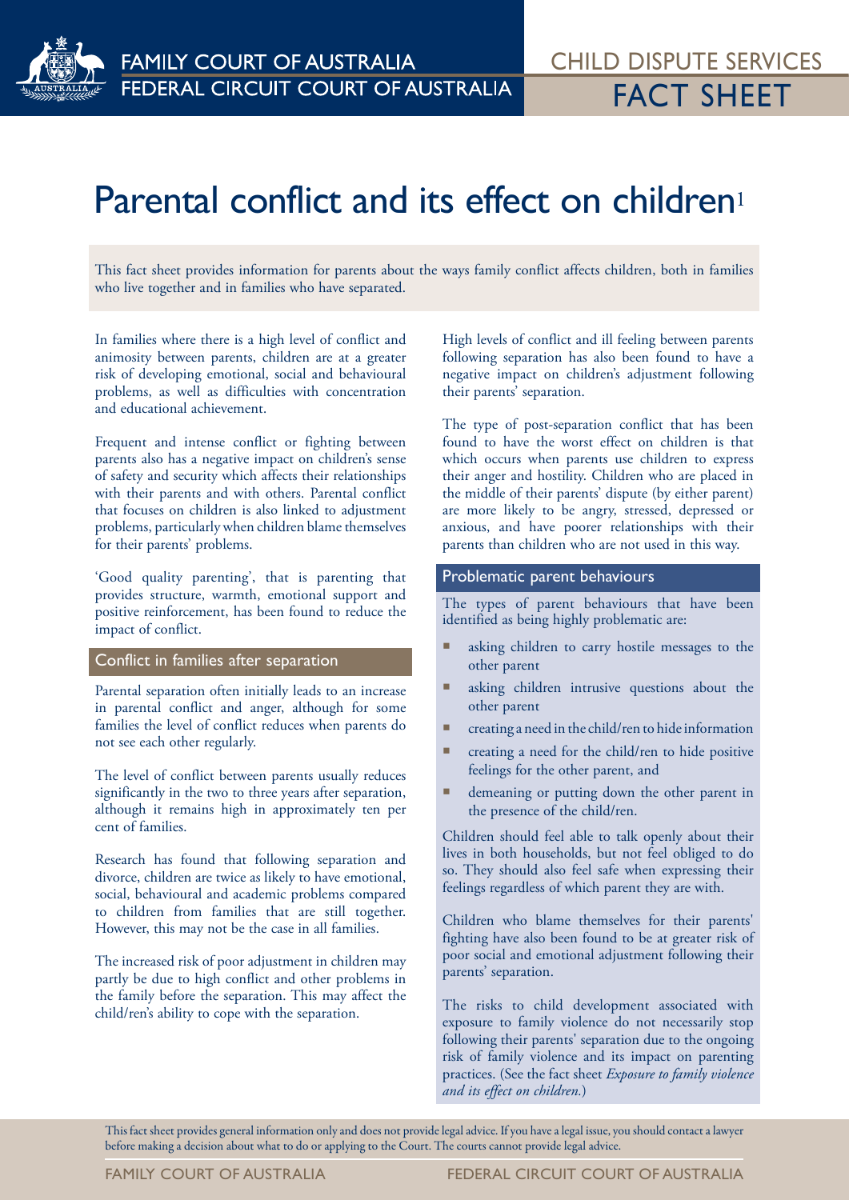# Parental conflict and its effect on children[1]

This fact sheet provides information for parents about the ways family conflict affects children, both in families who live together and in families who have separated.

In families where there is a high level of conflict and animosity between parents, children are at a greater risk of developing emotional, social and behavioural problems, as well as difficulties with concentration and educational achievement.

Frequent and intense conflict or fighting between parents also has a negative impact on children's sense of safety and security which affects their relationships with their parents and with others. Parental conflict that focuses on children is also linked to adjustment problems, particularly when children blame themselves for their parents' problems.

'Good quality parenting', that is parenting that provides structure, warmth, emotional support and positive reinforcement, has been found to reduce the impact of conflict.

## Conflict in families after separation

Parental separation often initially leads to an increase in parental conflict and anger, although for some families the level of conflict reduces when parents do not see each other regularly.

The level of conflict between parents usually reduces significantly in the two to three years after separation, although it remains high in approximately ten per cent of families.

Research has found that following separation and divorce, children are twice as likely to have emotional, social, behavioural and academic problems compared to children from families that are still together. However, this may not be the case in all families.

The increased risk of poor adjustment in children may partly be due to high conflict and other problems in the family before the separation. This may affect the child/ren's ability to cope with the separation.

High levels of conflict and ill feeling between parents following separation has also been found to have a negative impact on children's adjustment following their parents' separation.

The type of post-separation conflict that has been found to have the worst effect on children is that which occurs when parents use children to express their anger and hostility. Children who are placed in the middle of their parents' dispute (by either parent) are more likely to be angry, stressed, depressed or anxious, and have poorer relationships with their parents than children who are not used in this way.

## Problematic parent behaviours

The types of parent behaviours that have been identified as being highly problematic are:

- asking children to carry hostile messages to the other parent
- asking children intrusive questions about the other parent
- creating a need in the child/ren to hide information
- creating a need for the child/ren to hide positive feelings for the other parent, and
- demeaning or putting down the other parent in the presence of the child/ren.

Children should feel able to talk openly about their lives in both households, but not feel obliged to do so. They should also feel safe when expressing their feelings regardless of which parent they are with.

Children who blame themselves for their parents' fighting have also been found to be at greater risk of poor social and emotional adjustment following their parents' separation.

The risks to child development associated with exposure to family violence do not necessarily stop following their parents' separation due to the ongoing risk of family violence and its impact on parenting practices. (See the fact sheet *Exposure to family violence and its effect on children.*)

This fact sheet provides general information only and does not provide legal advice. If you have a legal issue, you should contact a lawyer before making a decision about what to do or applying to the Court. The courts cannot provide legal advice.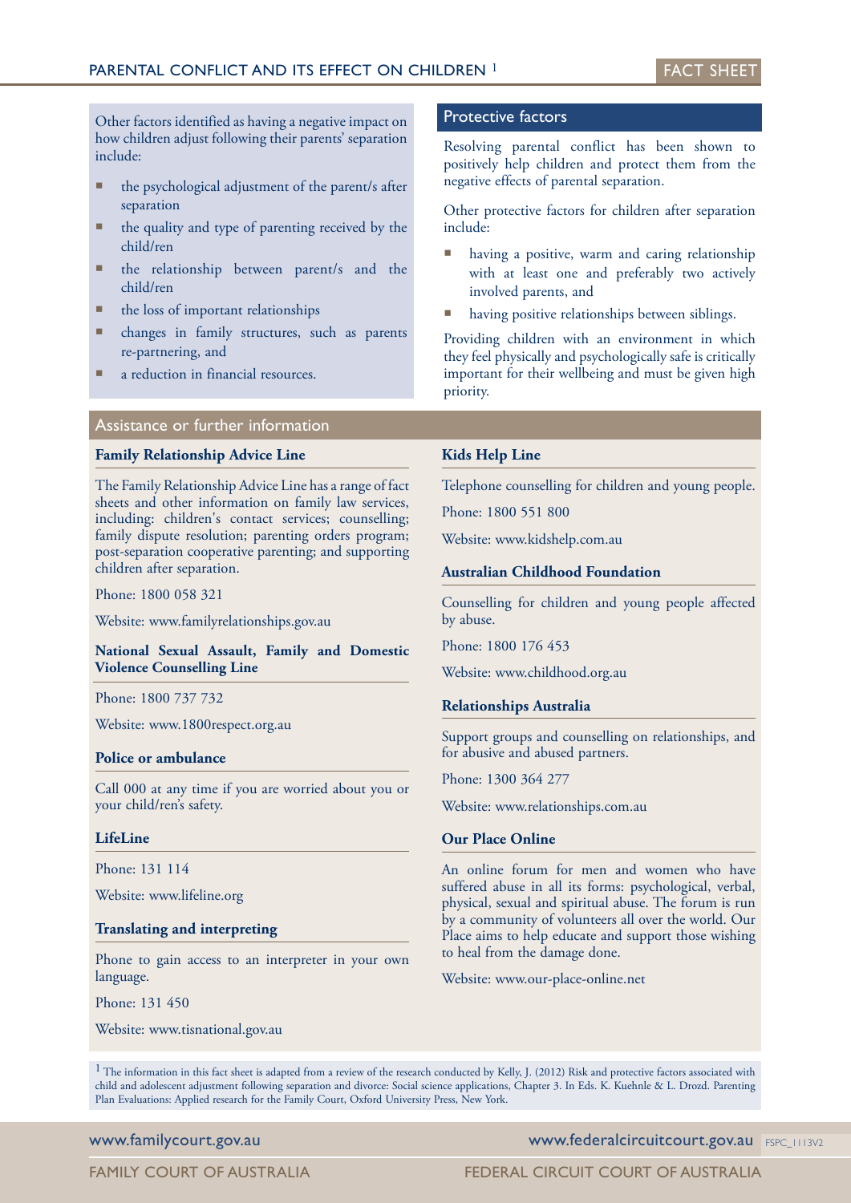Other factors identified as having a negative impact on how children adjust following their parents' separation include:

- the psychological adjustment of the parent/s after separation
- the quality and type of parenting received by the child/ren
- the relationship between parent/s and the child/ren
- the loss of important relationships
- changes in family structures, such as parents re-partnering, and
- a reduction in financial resources.

## Protective factors

Resolving parental conflict has been shown to positively help children and protect them from the negative effects of parental separation.

Other protective factors for children after separation include:

- having a positive, warm and caring relationship with at least one and preferably two actively involved parents, and
- having positive relationships between siblings.

Providing children with an environment in which they feel physically and psychologically safe is critically important for their wellbeing and must be given high priority.

## Assistance or further information

**Family Relationship Advice Line**

The Family Relationship Advice Line has a range of fact sheets and other information on family law services, including: children's contact services; counselling; family dispute resolution; parenting orders program; post-separation cooperative parenting; and supporting children after separation.

Phone: 1800 058 321

Website: www.familyrelationships.gov.au

**National Sexual Assault, Family and Domestic Violence Counselling Line**

Phone: 1800 737 732

Website: www.1800respect.org.au

**Police or ambulance**

Call 000 at any time if you are worried about you or your child/ren's safety.

**LifeLine**

Phone: 131 114

Website: www.lifeline.org

**Translating and interpreting**

Phone to gain access to an interpreter in your own language.

Phone: 131 450

Website: www.tisnational.gov.au

**Kids Help Line**

Telephone counselling for children and young people.

Phone: 1800 551 800

Website: www.kidshelp.com.au

**Australian Childhood Foundation**

Counselling for children and young people affected by abuse.

Phone: 1800 176 453

Website: www.childhood.org.au

**Relationships Australia**

Support groups and counselling on relationships, and for abusive and abused partners.

Phone: 1300 364 277

Website: www.relationships.com.au

**Our Place Online**

An online forum for men and women who have suffered abuse in all its forms: psychological, verbal, physical, sexual and spiritual abuse. The forum is run by a community of volunteers all over the world. Our Place aims to help educate and support those wishing to heal from the damage done.

Website: www.our-place-online.net

[1] The information in this fact sheet is adapted from a review of the research conducted by Kelly, J. (2012) Risk and protective factors associated with child and adolescent adjustment following separation and divorce: Social science applications, Chapter 3. In Eds. K. Kuehnle & L. Drozd. Parenting Plan Evaluations: Applied research for the Family Court, Oxford University Press, New York.